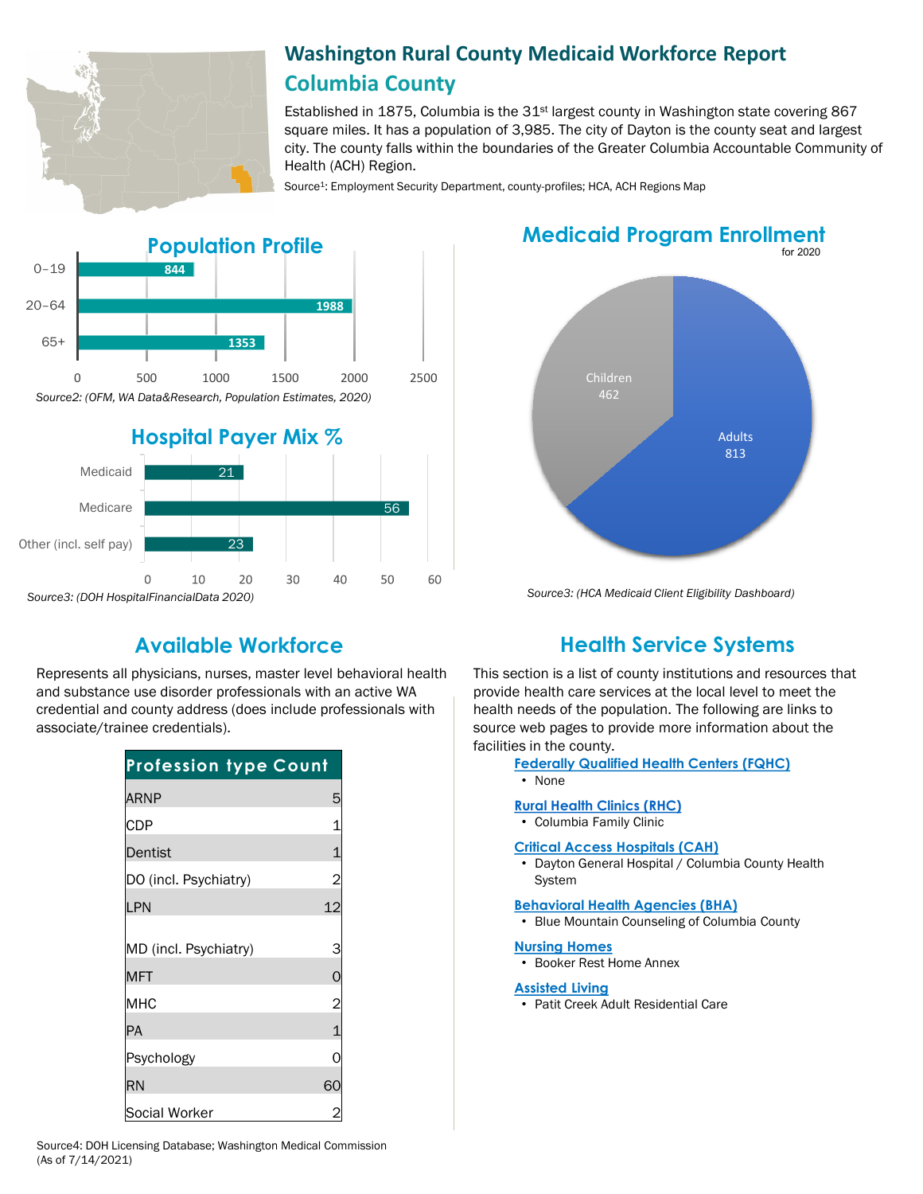# Washington Rural County Medicaid Workforce Report

## Columbia County

Established in 1875, Columbia is the 31st largest county in Washington state covering 867 square miles. It has a population of 3,985. The city of Dayton is the county seat and largest city. The county falls within the boundaries of the Greater Columbia Accountable Community of Health (ACH) Region.

Source[1]: Employment Security Department, county-profiles; HCA, ACH Regions Map

## Population Profile

| Age | Population |
|---|---|
| 0–19 | 844 |
| 20–64 | 1988 |
| 65+ | 1353 |

*Source2: (OFM, WA Data&Research, Population Estimates, 2020)*

## Hospital Payer Mix %

| Payer | % |
|---|---|
| Medicaid | 21 |
| Medicare | 56 |
| Other (incl. self pay) | 23 |

*Source3: (DOH HospitalFinancialData 2020)*

## Medicaid Program Enrollment

for 2020

| Group | Enrollment |
|---|---|
| Children | 462 |
| Adults | 813 |

*Source3: (HCA Medicaid Client Eligibility Dashboard)*

## Available Workforce

Represents all physicians, nurses, master level behavioral health and substance use disorder professionals with an active WA credential and county address (does include professionals with associate/trainee credentials).

| Profession type | Count |
|---|---|
| ARNP | 5 |
| CDP | 1 |
| Dentist | 1 |
| DO (incl. Psychiatry) | 2 |
| LPN | 12 |
| MD (incl. Psychiatry) | 3 |
| MFT | 0 |
| MHC | 2 |
| PA | 1 |
| Psychology | 0 |
| RN | 60 |
| Social Worker | 2 |

Source4: DOH Licensing Database; Washington Medical Commission (As of 7/14/2021)

## Health Service Systems

This section is a list of county institutions and resources that provide health care services at the local level to meet the health needs of the population. The following are links to source web pages to provide more information about the facilities in the county.

**Federally Qualified Health Centers (FQHC)**
- None

**Rural Health Clinics (RHC)**
- Columbia Family Clinic

**Critical Access Hospitals (CAH)**
- Dayton General Hospital / Columbia County Health System

**Behavioral Health Agencies (BHA)**
- Blue Mountain Counseling of Columbia County

**Nursing Homes**
- Booker Rest Home Annex

**Assisted Living**
- Patit Creek Adult Residential Care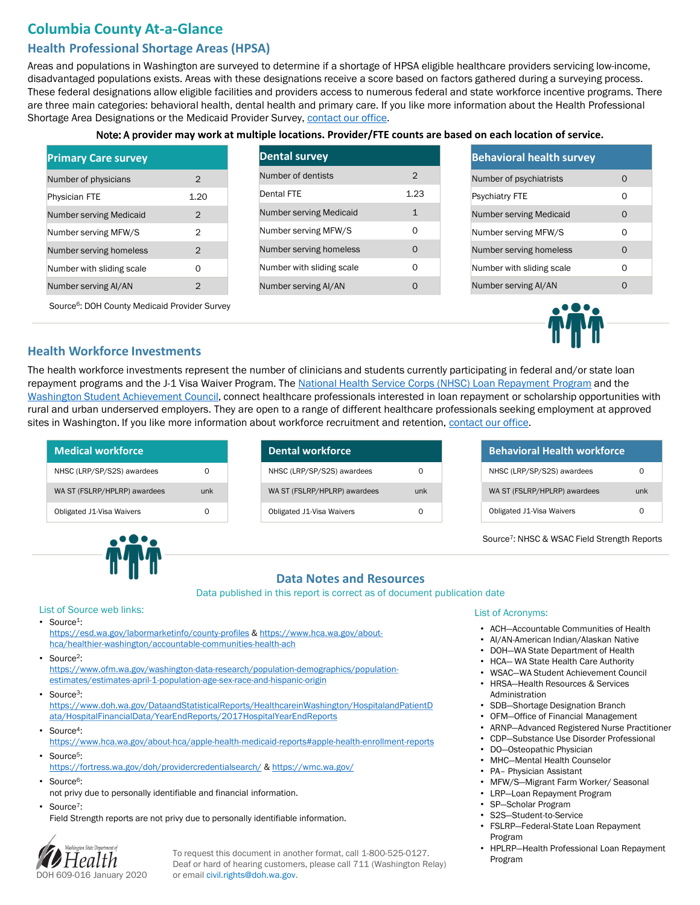# Columbia County At-a-Glance

## Health Professional Shortage Areas (HPSA)

Areas and populations in Washington are surveyed to determine if a shortage of HPSA eligible healthcare providers servicing low-income, disadvantaged populations exists. Areas with these designations receive a score based on factors gathered during a surveying process. These federal designations allow eligible facilities and providers access to numerous federal and state workforce incentive programs. There are three main categories: behavioral health, dental health and primary care. If you like more information about the Health Professional Shortage Area Designations or the Medicaid Provider Survey, contact our office.

**Note: A provider may work at multiple locations. Provider/FTE counts are based on each location of service.**

| Primary Care survey | |
|---|---|
| Number of physicians | 2 |
| Physician FTE | 1.20 |
| Number serving Medicaid | 2 |
| Number serving MFW/S | 2 |
| Number serving homeless | 2 |
| Number with sliding scale | 0 |
| Number serving AI/AN | 2 |

| Dental survey | |
|---|---|
| Number of dentists | 2 |
| Dental FTE | 1.23 |
| Number serving Medicaid | 1 |
| Number serving MFW/S | 0 |
| Number serving homeless | 0 |
| Number with sliding scale | 0 |
| Number serving AI/AN | 0 |

| Behavioral health survey | |
|---|---|
| Number of psychiatrists | 0 |
| Psychiatry FTE | 0 |
| Number serving Medicaid | 0 |
| Number serving MFW/S | 0 |
| Number serving homeless | 0 |
| Number with sliding scale | 0 |
| Number serving AI/AN | 0 |

Source[6]: DOH County Medicaid Provider Survey

## Health Workforce Investments

The health workforce investments represent the number of clinicians and students currently participating in federal and/or state loan repayment programs and the J-1 Visa Waiver Program. The National Health Service Corps (NHSC) Loan Repayment Program and the Washington Student Achievement Council, connect healthcare professionals interested in loan repayment or scholarship opportunities with rural and urban underserved employers. They are open to a range of different healthcare professionals seeking employment at approved sites in Washington. If you like more information about workforce recruitment and retention, contact our office.

| Medical workforce | |
|---|---|
| NHSC (LRP/SP/S2S) awardees | 0 |
| WA ST (FSLRP/HPLRP) awardees | unk |
| Obligated J1-Visa Waivers | 0 |

| Dental workforce | |
|---|---|
| NHSC (LRP/SP/S2S) awardees | 0 |
| WA ST (FSLRP/HPLRP) awardees | unk |
| Obligated J1-Visa Waivers | 0 |

| Behavioral Health workforce | |
|---|---|
| NHSC (LRP/SP/S2S) awardees | 0 |
| WA ST (FSLRP/HPLRP) awardees | unk |
| Obligated J1-Visa Waivers | 0 |

Source[7]: NHSC & WSAC Field Strength Reports

## Data Notes and Resources

Data published in this report is correct as of document publication date

List of Source web links:

- Source[1]: https://esd.wa.gov/labormarketinfo/county-profiles & https://www.hca.wa.gov/about-hca/healthier-washington/accountable-communities-health-ach
- Source[2]: https://www.ofm.wa.gov/washington-data-research/population-demographics/population-estimates/estimates-april-1-population-age-sex-race-and-hispanic-origin
- Source[3]: https://www.doh.wa.gov/DataandStatisticalReports/HealthcareinWashington/HospitalandPatientData/HospitalFinancialData/YearEndReports/2017HospitalYearEndReports
- Source[4]: https://www.hca.wa.gov/about-hca/apple-health-medicaid-reports#apple-health-enrollment-reports
- Source[5]: https://fortress.wa.gov/doh/providercredentialsearch/ & https://wmc.wa.gov/
- Source[6]: not privy due to personally identifiable and financial information.
- Source[7]: Field Strength reports are not privy due to personally identifiable information.

List of Acronyms:

- ACH—Accountable Communities of Health
- AI/AN-American Indian/Alaskan Native
- DOH—WA State Department of Health
- HCA— WA State Health Care Authority
- WSAC—WA Student Achievement Council
- HRSA—Health Resources & Services Administration
- SDB—Shortage Designation Branch
- OFM—Office of Financial Management
- ARNP—Advanced Registered Nurse Practitioner
- CDP—Substance Use Disorder Professional
- DO—Osteopathic Physician
- MHC—Mental Health Counselor
- PA– Physician Assistant
- MFW/S—Migrant Farm Worker/ Seasonal
- LRP—Loan Repayment Program
- SP—Scholar Program
- S2S—Student-to-Service
- FSLRP—Federal-State Loan Repayment Program
- HPLRP—Health Professional Loan Repayment Program

Washington State Department of Health

DOH 609-016 January 2020

To request this document in another format, call 1-800-525-0127. Deaf or hard of hearing customers, please call 711 (Washington Relay) or email civil.rights@doh.wa.gov.